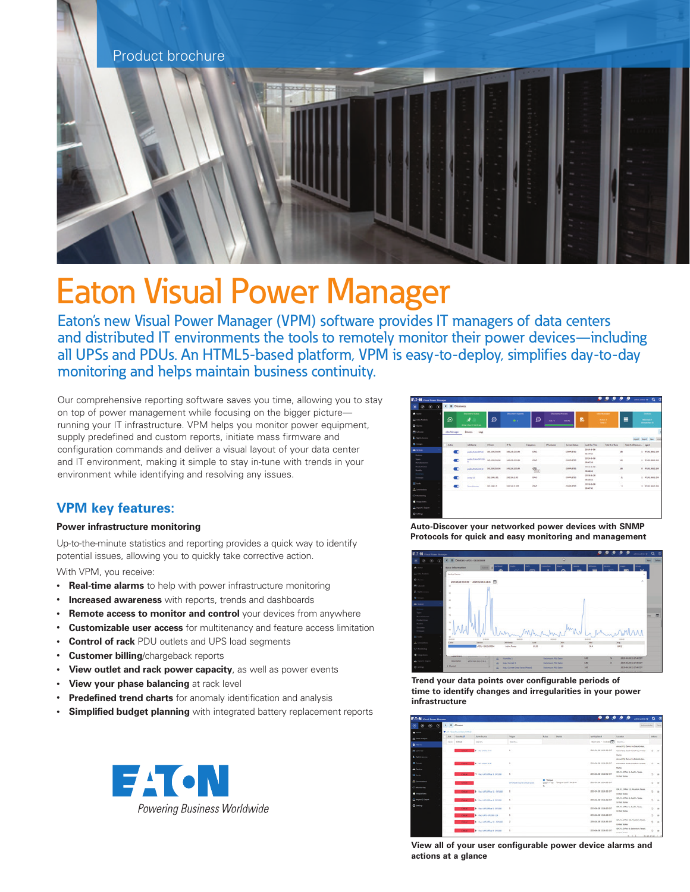Product brochure

# Eaton Visual Power Manager

Eaton's new Visual Power Manager (VPM) software provides IT managers of data centers and distributed IT environments the tools to remotely monitor their power devices—including all UPSs and PDUs. An HTML5-based platform, VPM is easy-to-deploy, simplifies day-to-day monitoring and helps maintain business continuity.

Our comprehensive reporting software saves you time, allowing you to stay on top of power management while focusing on the bigger picture—running your IT infrastructure. VPM helps you monitor power equipment, supply predefined and custom reports, initiate mass firmware and configuration commands and deliver a visual layout of your data center and IT environment, making it simple to stay in-tune with trends in your environment while identifying and resolving any issues.

## VPM key features:

### Power infrastructure monitoring

Up-to-the-minute statistics and reporting provides a quick way to identify potential issues, allowing you to quickly take corrective action.

With VPM, you receive:

- **Real-time alarms** to help with power infrastructure monitoring
- **Increased awareness** with reports, trends and dashboards
- **Remote access to monitor and control** your devices from anywhere
- **Customizable user access** for multitenancy and feature access limitation
- **Control of rack** PDU outlets and UPS load segments
- **Customer billing**/chargeback reports
- **View outlet and rack power capacity**, as well as power events
- **View your phase balancing** at rack level
- **Predefined trend charts** for anomaly identification and analysis
- **Simplified budget planning** with integrated battery replacement reports

EATON
*Powering Business Worldwide*

**Auto-Discover your networked power devices with SNMP Protocols for quick and easy monitoring and management**

**Trend your data points over configurable periods of time to identify changes and irregularities in your power infrastructure**

**View all of your user configurable power device alarms and actions at a glance**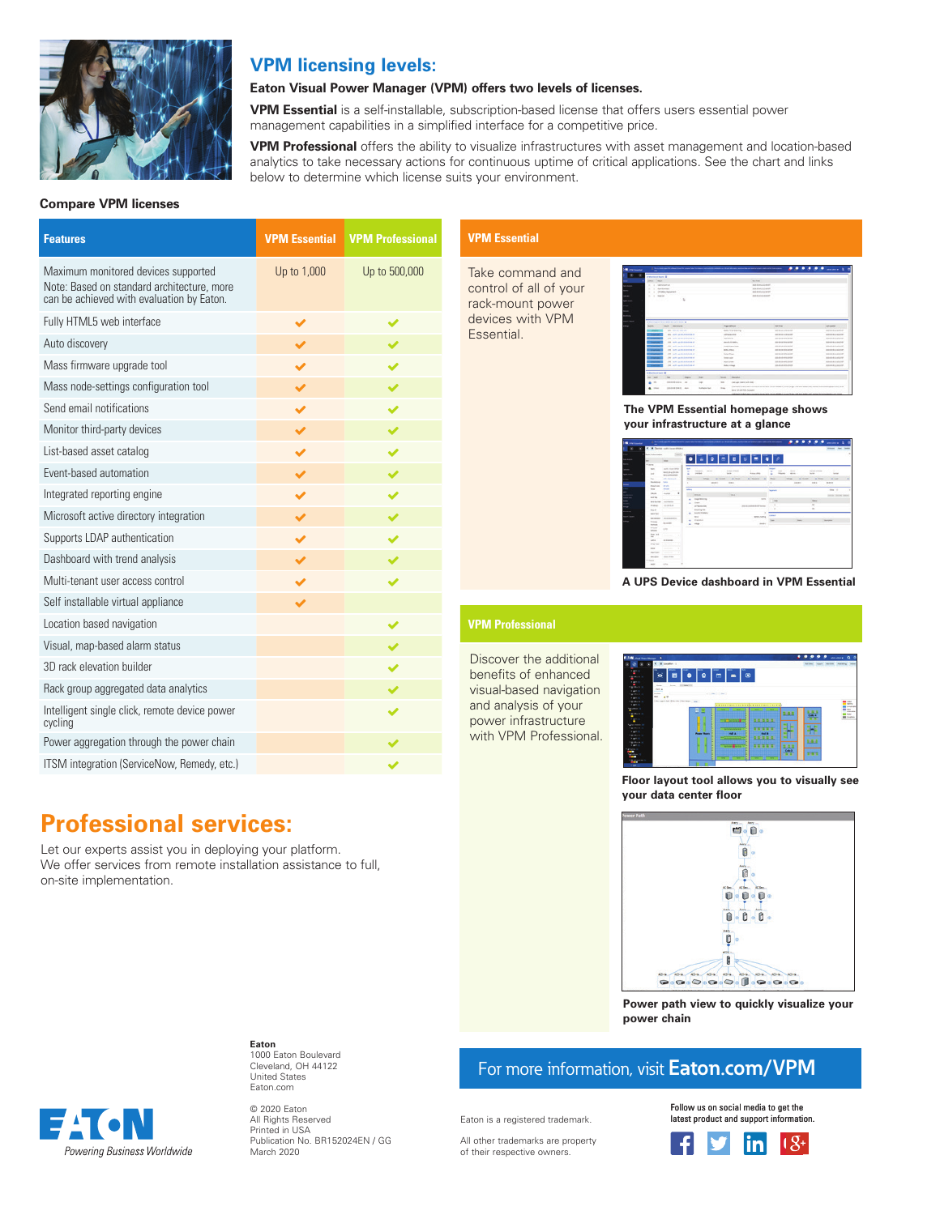## VPM licensing levels:

**Eaton Visual Power Manager (VPM) offers two levels of licenses.**

**VPM Essential** is a self-installable, subscription-based license that offers users essential power management capabilities in a simplified interface for a competitive price.

**VPM Professional** offers the ability to visualize infrastructures with asset management and location-based analytics to take necessary actions for continuous uptime of critical applications. See the chart and links below to determine which license suits your environment.

**Compare VPM licenses**

| Features | VPM Essential | VPM Professional |
|---|---|---|
| Maximum monitored devices supported<br>Note: Based on standard architecture, more can be achieved with evaluation by Eaton. | Up to 1,000 | Up to 500,000 |
| Fully HTML5 web interface | ✔ | ✔ |
| Auto discovery | ✔ | ✔ |
| Mass firmware upgrade tool | ✔ | ✔ |
| Mass node-settings configuration tool | ✔ | ✔ |
| Send email notifications | ✔ | ✔ |
| Monitor third-party devices | ✔ | ✔ |
| List-based asset catalog | ✔ | ✔ |
| Event-based automation | ✔ | ✔ |
| Integrated reporting engine | ✔ | ✔ |
| Microsoft active directory integration | ✔ | ✔ |
| Supports LDAP authentication | ✔ | ✔ |
| Dashboard with trend analysis | ✔ | ✔ |
| Multi-tenant user access control | ✔ | ✔ |
| Self installable virtual appliance | ✔ | |
| Location based navigation | | ✔ |
| Visual, map-based alarm status | | ✔ |
| 3D rack elevation builder | | ✔ |
| Rack group aggregated data analytics | | ✔ |
| Intelligent single click, remote device power cycling | | ✔ |
| Power aggregation through the power chain | | ✔ |
| ITSM integration (ServiceNow, Remedy, etc.) | | ✔ |

### VPM Essential

Take command and control of all of your rack-mount power devices with VPM Essential.

**The VPM Essential homepage shows your infrastructure at a glance**

**A UPS Device dashboard in VPM Essential**

### VPM Professional

Discover the additional benefits of enhanced visual-based navigation and analysis of your power infrastructure with VPM Professional.

**Floor layout tool allows you to visually see your data center floor**

**Power path view to quickly visualize your power chain**

## Professional services:

Let our experts assist you in deploying your platform. We offer services from remote installation assistance to full, on-site implementation.

For more information, visit **Eaton.com/VPM**

**Eaton**
1000 Eaton Boulevard
Cleveland, OH 44122
United States
Eaton.com

© 2020 Eaton
All Rights Reserved
Printed in USA
Publication No. BR152024EN / GG
March 2020

Eaton is a registered trademark.

All other trademarks are property of their respective owners.

Follow us on social media to get the latest product and support information.

EATON
*Powering Business Worldwide*